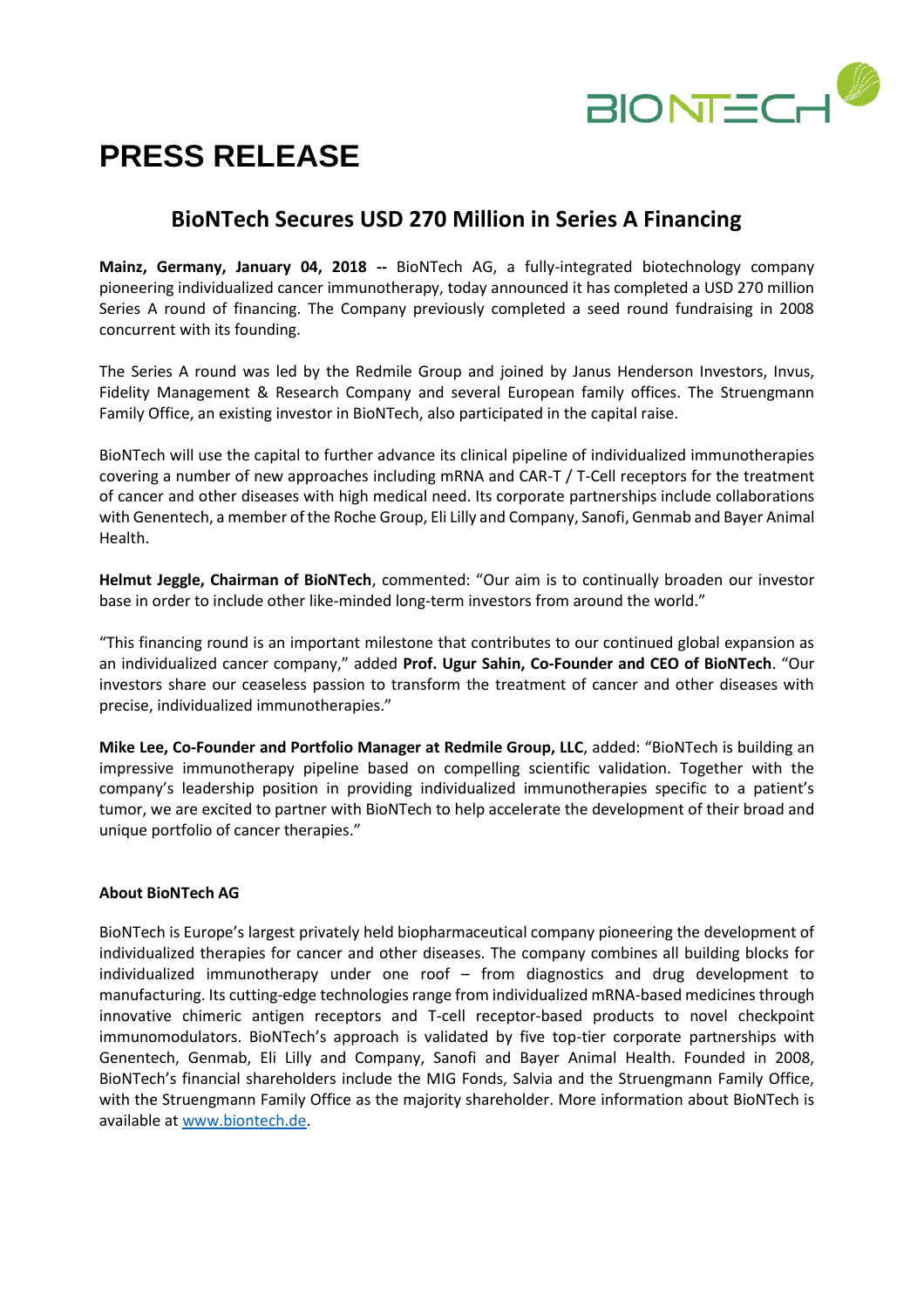# PRESS RELEASE

## BioNTech Secures USD 270 Million in Series A Financing

**Mainz, Germany, January 04, 2018 --** BioNTech AG, a fully-integrated biotechnology company pioneering individualized cancer immunotherapy, today announced it has completed a USD 270 million Series A round of financing. The Company previously completed a seed round fundraising in 2008 concurrent with its founding.

The Series A round was led by the Redmile Group and joined by Janus Henderson Investors, Invus, Fidelity Management & Research Company and several European family offices. The Struengmann Family Office, an existing investor in BioNTech, also participated in the capital raise.

BioNTech will use the capital to further advance its clinical pipeline of individualized immunotherapies covering a number of new approaches including mRNA and CAR-T / T-Cell receptors for the treatment of cancer and other diseases with high medical need. Its corporate partnerships include collaborations with Genentech, a member of the Roche Group, Eli Lilly and Company, Sanofi, Genmab and Bayer Animal Health.

**Helmut Jeggle, Chairman of BioNTech**, commented: "Our aim is to continually broaden our investor base in order to include other like-minded long-term investors from around the world."

"This financing round is an important milestone that contributes to our continued global expansion as an individualized cancer company," added **Prof. Ugur Sahin, Co-Founder and CEO of BioNTech**. "Our investors share our ceaseless passion to transform the treatment of cancer and other diseases with precise, individualized immunotherapies."

**Mike Lee, Co-Founder and Portfolio Manager at Redmile Group, LLC**, added: "BioNTech is building an impressive immunotherapy pipeline based on compelling scientific validation. Together with the company's leadership position in providing individualized immunotherapies specific to a patient's tumor, we are excited to partner with BioNTech to help accelerate the development of their broad and unique portfolio of cancer therapies."

**About BioNTech AG**

BioNTech is Europe's largest privately held biopharmaceutical company pioneering the development of individualized therapies for cancer and other diseases. The company combines all building blocks for individualized immunotherapy under one roof – from diagnostics and drug development to manufacturing. Its cutting-edge technologies range from individualized mRNA-based medicines through innovative chimeric antigen receptors and T-cell receptor-based products to novel checkpoint immunomodulators. BioNTech's approach is validated by five top-tier corporate partnerships with Genentech, Genmab, Eli Lilly and Company, Sanofi and Bayer Animal Health. Founded in 2008, BioNTech's financial shareholders include the MIG Fonds, Salvia and the Struengmann Family Office, with the Struengmann Family Office as the majority shareholder. More information about BioNTech is available at www.biontech.de.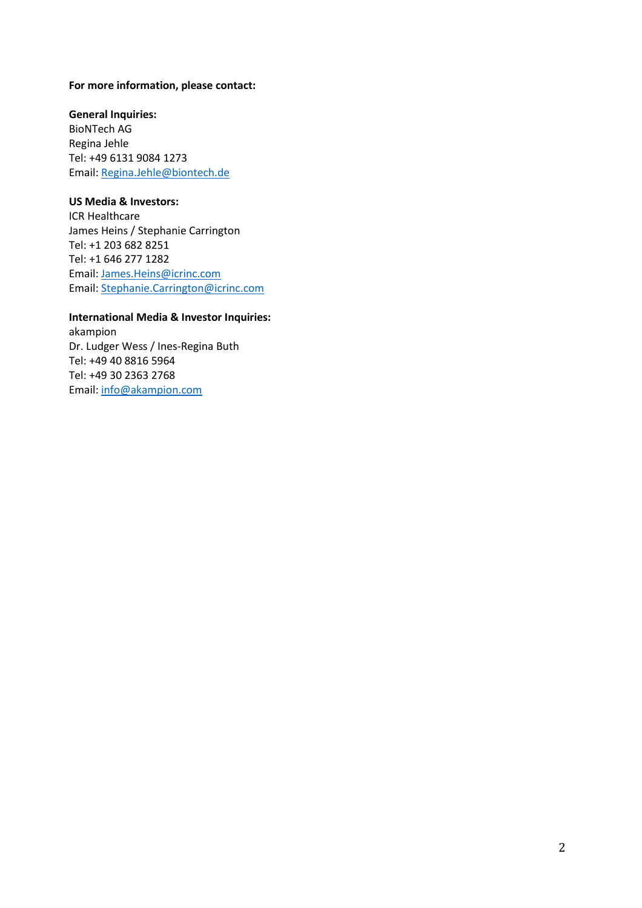**For more information, please contact:**

**General Inquiries:**
BioNTech AG
Regina Jehle
Tel: +49 6131 9084 1273
Email: Regina.Jehle@biontech.de

**US Media & Investors:**
ICR Healthcare
James Heins / Stephanie Carrington
Tel: +1 203 682 8251
Tel: +1 646 277 1282
Email: James.Heins@icrinc.com
Email: Stephanie.Carrington@icrinc.com

**International Media & Investor Inquiries:**
akampion
Dr. Ludger Wess / Ines-Regina Buth
Tel: +49 40 8816 5964
Tel: +49 30 2363 2768
Email: info@akampion.com